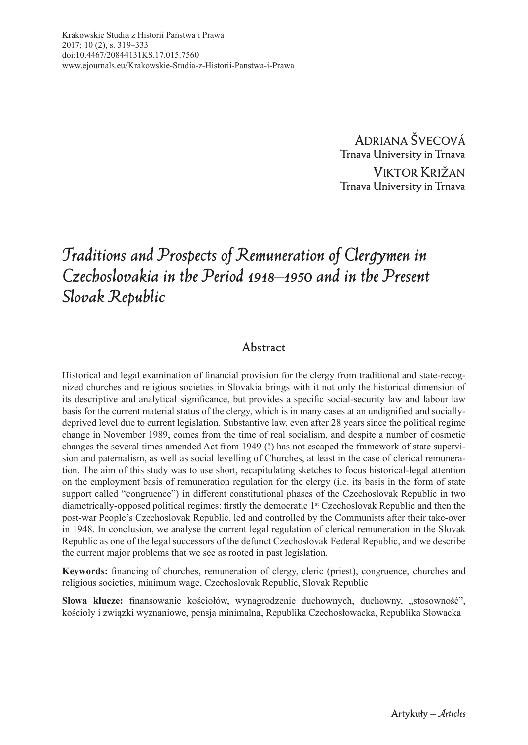Adriana Švecová
Trnava University in Trnava

Viktor Križan
Trnava University in Trnava

# *Traditions and Prospects of Remuneration of Clergymen in Czechoslovakia in the Period 1918–1950 and in the Present Slovak Republic*

## Abstract

Historical and legal examination of financial provision for the clergy from traditional and state-recognized churches and religious societies in Slovakia brings with it not only the historical dimension of its descriptive and analytical significance, but provides a specific social-security law and labour law basis for the current material status of the clergy, which is in many cases at an undignified and socially-deprived level due to current legislation. Substantive law, even after 28 years since the political regime change in November 1989, comes from the time of real socialism, and despite a number of cosmetic changes the several times amended Act from 1949 (!) has not escaped the framework of state supervision and paternalism, as well as social levelling of Churches, at least in the case of clerical remuneration. The aim of this study was to use short, recapitulating sketches to focus historical-legal attention on the employment basis of remuneration regulation for the clergy (i.e. its basis in the form of state support called "congruence") in different constitutional phases of the Czechoslovak Republic in two diametrically-opposed political regimes: firstly the democratic 1st Czechoslovak Republic and then the post-war People's Czechoslovak Republic, led and controlled by the Communists after their take-over in 1948. In conclusion, we analyse the current legal regulation of clerical remuneration in the Slovak Republic as one of the legal successors of the defunct Czechoslovak Federal Republic, and we describe the current major problems that we see as rooted in past legislation.

**Keywords:** financing of churches, remuneration of clergy, cleric (priest), congruence, churches and religious societies, minimum wage, Czechoslovak Republic, Slovak Republic

**Słowa klucze:** finansowanie kościołów, wynagrodzenie duchownych, duchowny, „stosowność", kościoły i związki wyznaniowe, pensja minimalna, Republika Czechosłowacka, Republika Słowacka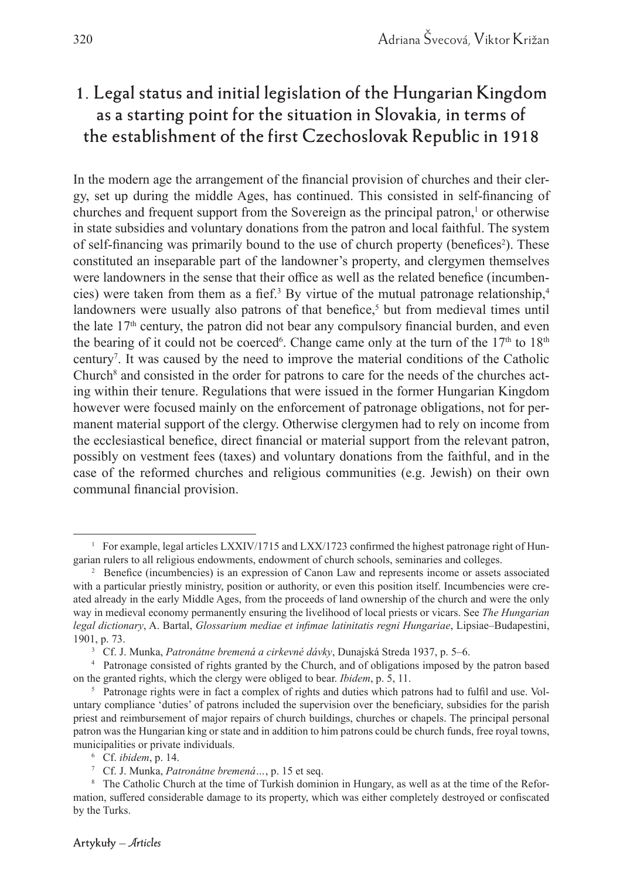## 1. Legal status and initial legislation of the Hungarian Kingdom as a starting point for the situation in Slovakia, in terms of the establishment of the first Czechoslovak Republic in 1918

In the modern age the arrangement of the financial provision of churches and their clergy, set up during the middle Ages, has continued. This consisted in self-financing of churches and frequent support from the Sovereign as the principal patron,[1] or otherwise in state subsidies and voluntary donations from the patron and local faithful. The system of self-financing was primarily bound to the use of church property (benefices[2]). These constituted an inseparable part of the landowner's property, and clergymen themselves were landowners in the sense that their office as well as the related benefice (incumbencies) were taken from them as a fief.[3] By virtue of the mutual patronage relationship,[4] landowners were usually also patrons of that benefice,[5] but from medieval times until the late 17th century, the patron did not bear any compulsory financial burden, and even the bearing of it could not be coerced[6]. Change came only at the turn of the 17th to 18th century[7]. It was caused by the need to improve the material conditions of the Catholic Church[8] and consisted in the order for patrons to care for the needs of the churches acting within their tenure. Regulations that were issued in the former Hungarian Kingdom however were focused mainly on the enforcement of patronage obligations, not for permanent material support of the clergy. Otherwise clergymen had to rely on income from the ecclesiastical benefice, direct financial or material support from the relevant patron, possibly on vestment fees (taxes) and voluntary donations from the faithful, and in the case of the reformed churches and religious communities (e.g. Jewish) on their own communal financial provision.

---

[1] For example, legal articles LXXIV/1715 and LXX/1723 confirmed the highest patronage right of Hungarian rulers to all religious endowments, endowment of church schools, seminaries and colleges.

[2] Benefice (incumbencies) is an expression of Canon Law and represents income or assets associated with a particular priestly ministry, position or authority, or even this position itself. Incumbencies were created already in the early Middle Ages, from the proceeds of land ownership of the church and were the only way in medieval economy permanently ensuring the livelihood of local priests or vicars. See *The Hungarian legal dictionary*, A. Bartal, *Glossarium mediae et infimae latinitatis regni Hungariae*, Lipsiae–Budapestini, 1901, p. 73.

[3] Cf. J. Munka, *Patronátne bremená a cirkevné dávky*, Dunajská Streda 1937, p. 5–6.

[4] Patronage consisted of rights granted by the Church, and of obligations imposed by the patron based on the granted rights, which the clergy were obliged to bear. *Ibidem*, p. 5, 11.

[5] Patronage rights were in fact a complex of rights and duties which patrons had to fulfil and use. Voluntary compliance 'duties' of patrons included the supervision over the beneficiary, subsidies for the parish priest and reimbursement of major repairs of church buildings, churches or chapels. The principal personal patron was the Hungarian king or state and in addition to him patrons could be church funds, free royal towns, municipalities or private individuals.

[6] Cf. *ibidem*, p. 14.

[7] Cf. J. Munka, *Patronátne bremená…*, p. 15 et seq.

[8] The Catholic Church at the time of Turkish dominion in Hungary, as well as at the time of the Reformation, suffered considerable damage to its property, which was either completely destroyed or confiscated by the Turks.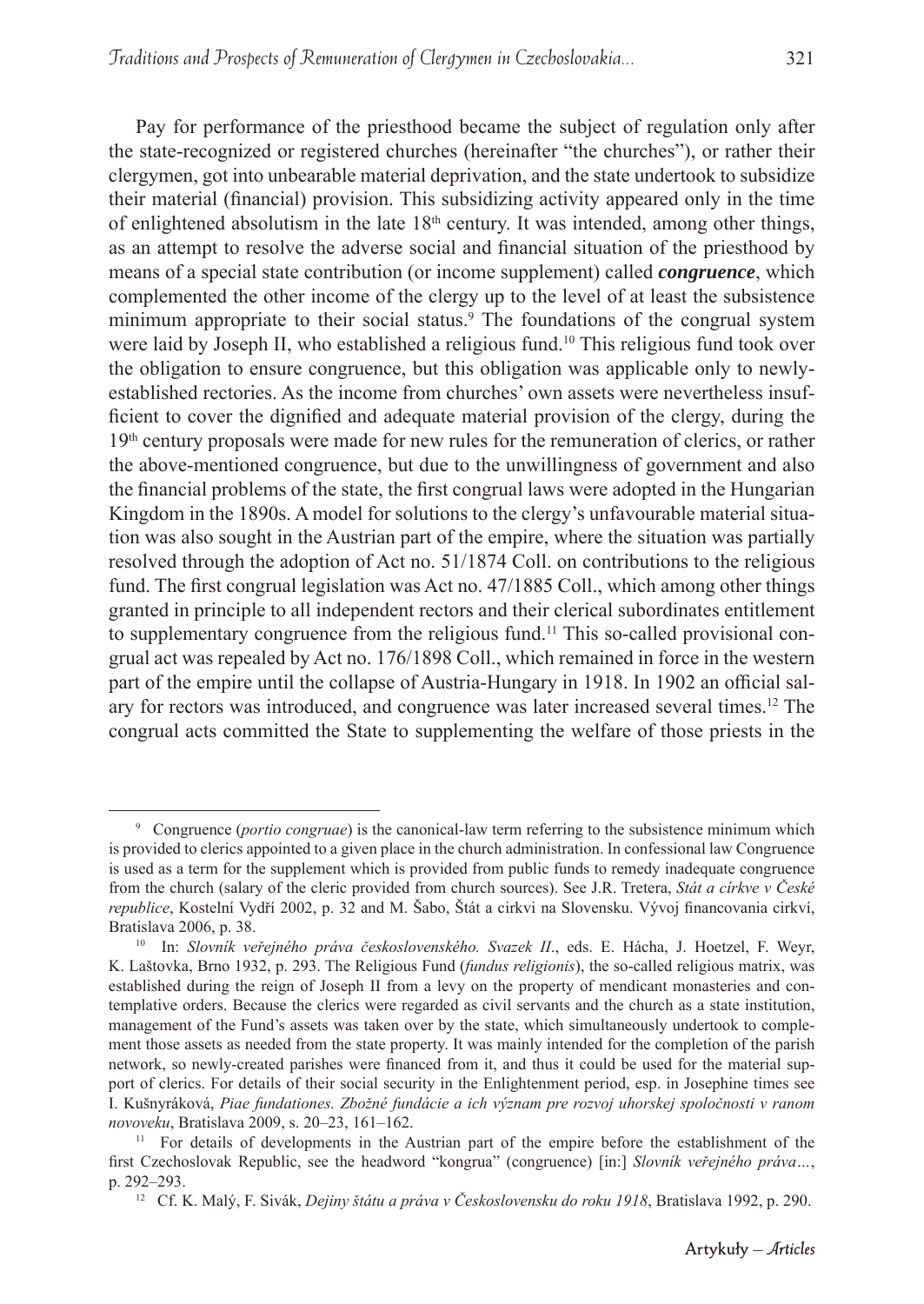Pay for performance of the priesthood became the subject of regulation only after the state-recognized or registered churches (hereinafter "the churches"), or rather their clergymen, got into unbearable material deprivation, and the state undertook to subsidize their material (financial) provision. This subsidizing activity appeared only in the time of enlightened absolutism in the late 18th century. It was intended, among other things, as an attempt to resolve the adverse social and financial situation of the priesthood by means of a special state contribution (or income supplement) called ***congruence***, which complemented the other income of the clergy up to the level of at least the subsistence minimum appropriate to their social status.[9] The foundations of the congrual system were laid by Joseph II, who established a religious fund.[10] This religious fund took over the obligation to ensure congruence, but this obligation was applicable only to newly-established rectories. As the income from churches' own assets were nevertheless insufficient to cover the dignified and adequate material provision of the clergy, during the 19th century proposals were made for new rules for the remuneration of clerics, or rather the above-mentioned congruence, but due to the unwillingness of government and also the financial problems of the state, the first congrual laws were adopted in the Hungarian Kingdom in the 1890s. A model for solutions to the clergy's unfavourable material situation was also sought in the Austrian part of the empire, where the situation was partially resolved through the adoption of Act no. 51/1874 Coll. on contributions to the religious fund. The first congrual legislation was Act no. 47/1885 Coll., which among other things granted in principle to all independent rectors and their clerical subordinates entitlement to supplementary congruence from the religious fund.[11] This so-called provisional congrual act was repealed by Act no. 176/1898 Coll., which remained in force in the western part of the empire until the collapse of Austria-Hungary in 1918. In 1902 an official salary for rectors was introduced, and congruence was later increased several times.[12] The congrual acts committed the State to supplementing the welfare of those priests in the

---

[9] Congruence (*portio congruae*) is the canonical-law term referring to the subsistence minimum which is provided to clerics appointed to a given place in the church administration. In confessional law Congruence is used as a term for the supplement which is provided from public funds to remedy inadequate congruence from the church (salary of the cleric provided from church sources). See J.R. Tretera, *Stát a církve v České republice*, Kostelní Vydří 2002, p. 32 and M. Šabo, Štát a cirkvi na Slovensku. Vývoj financovania cirkví, Bratislava 2006, p. 38.

[10] In: *Slovník veřejného práva československého. Svazek II*., eds. E. Hácha, J. Hoetzel, F. Weyr, K. Laštovka, Brno 1932, p. 293. The Religious Fund (*fundus religionis*), the so-called religious matrix, was established during the reign of Joseph II from a levy on the property of mendicant monasteries and contemplative orders. Because the clerics were regarded as civil servants and the church as a state institution, management of the Fund's assets was taken over by the state, which simultaneously undertook to complement those assets as needed from the state property. It was mainly intended for the completion of the parish network, so newly-created parishes were financed from it, and thus it could be used for the material support of clerics. For details of their social security in the Enlightenment period, esp. in Josephine times see I. Kušnyráková, *Piae fundationes. Zbožné fundácie a ich význam pre rozvoj uhorskej spoločnosti v ranom novoveku*, Bratislava 2009, s. 20–23, 161–162.

[11] For details of developments in the Austrian part of the empire before the establishment of the first Czechoslovak Republic, see the headword "kongrua" (congruence) [in:] *Slovník veřejného práva…*, p. 292–293.

[12] Cf. K. Malý, F. Sivák, *Dejiny štátu a práva v Československu do roku 1918*, Bratislava 1992, p. 290.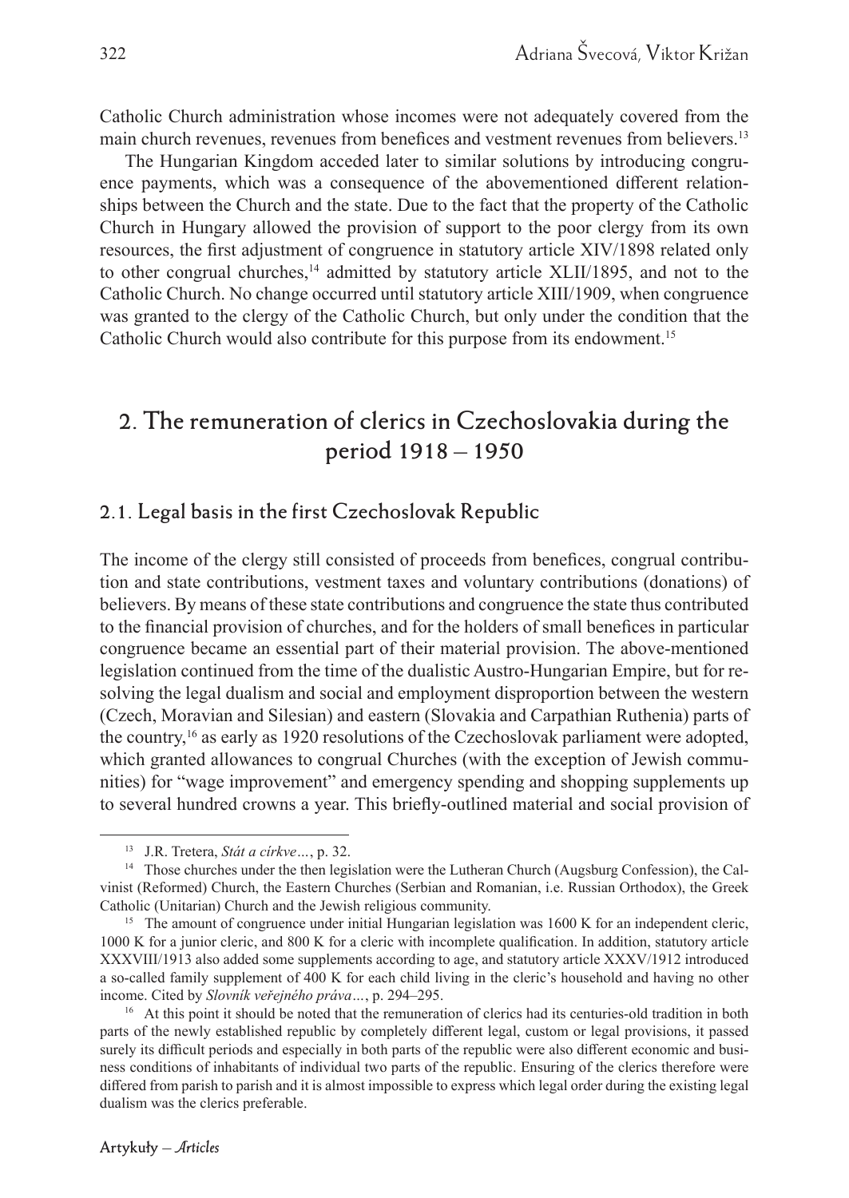Catholic Church administration whose incomes were not adequately covered from the main church revenues, revenues from benefices and vestment revenues from believers.[13]

The Hungarian Kingdom acceded later to similar solutions by introducing congruence payments, which was a consequence of the abovementioned different relationships between the Church and the state. Due to the fact that the property of the Catholic Church in Hungary allowed the provision of support to the poor clergy from its own resources, the first adjustment of congruence in statutory article XIV/1898 related only to other congrual churches,[14] admitted by statutory article XLII/1895, and not to the Catholic Church. No change occurred until statutory article XIII/1909, when congruence was granted to the clergy of the Catholic Church, but only under the condition that the Catholic Church would also contribute for this purpose from its endowment.[15]

## 2. The remuneration of clerics in Czechoslovakia during the period 1918 – 1950

### 2.1. Legal basis in the first Czechoslovak Republic

The income of the clergy still consisted of proceeds from benefices, congrual contribution and state contributions, vestment taxes and voluntary contributions (donations) of believers. By means of these state contributions and congruence the state thus contributed to the financial provision of churches, and for the holders of small benefices in particular congruence became an essential part of their material provision. The above-mentioned legislation continued from the time of the dualistic Austro-Hungarian Empire, but for resolving the legal dualism and social and employment disproportion between the western (Czech, Moravian and Silesian) and eastern (Slovakia and Carpathian Ruthenia) parts of the country,[16] as early as 1920 resolutions of the Czechoslovak parliament were adopted, which granted allowances to congrual Churches (with the exception of Jewish communities) for "wage improvement" and emergency spending and shopping supplements up to several hundred crowns a year. This briefly-outlined material and social provision of

---

[13] J.R. Tretera, *Stát a církve…*, p. 32.

[14] Those churches under the then legislation were the Lutheran Church (Augsburg Confession), the Calvinist (Reformed) Church, the Eastern Churches (Serbian and Romanian, i.e. Russian Orthodox), the Greek Catholic (Unitarian) Church and the Jewish religious community.

[15] The amount of congruence under initial Hungarian legislation was 1600 K for an independent cleric, 1000 K for a junior cleric, and 800 K for a cleric with incomplete qualification. In addition, statutory article XXXVIII/1913 also added some supplements according to age, and statutory article XXXV/1912 introduced a so-called family supplement of 400 K for each child living in the cleric's household and having no other income. Cited by *Slovník veřejného práva…*, p. 294–295.

[16] At this point it should be noted that the remuneration of clerics had its centuries-old tradition in both parts of the newly established republic by completely different legal, custom or legal provisions, it passed surely its difficult periods and especially in both parts of the republic were also different economic and business conditions of inhabitants of individual two parts of the republic. Ensuring of the clerics therefore were differed from parish to parish and it is almost impossible to express which legal order during the existing legal dualism was the clerics preferable.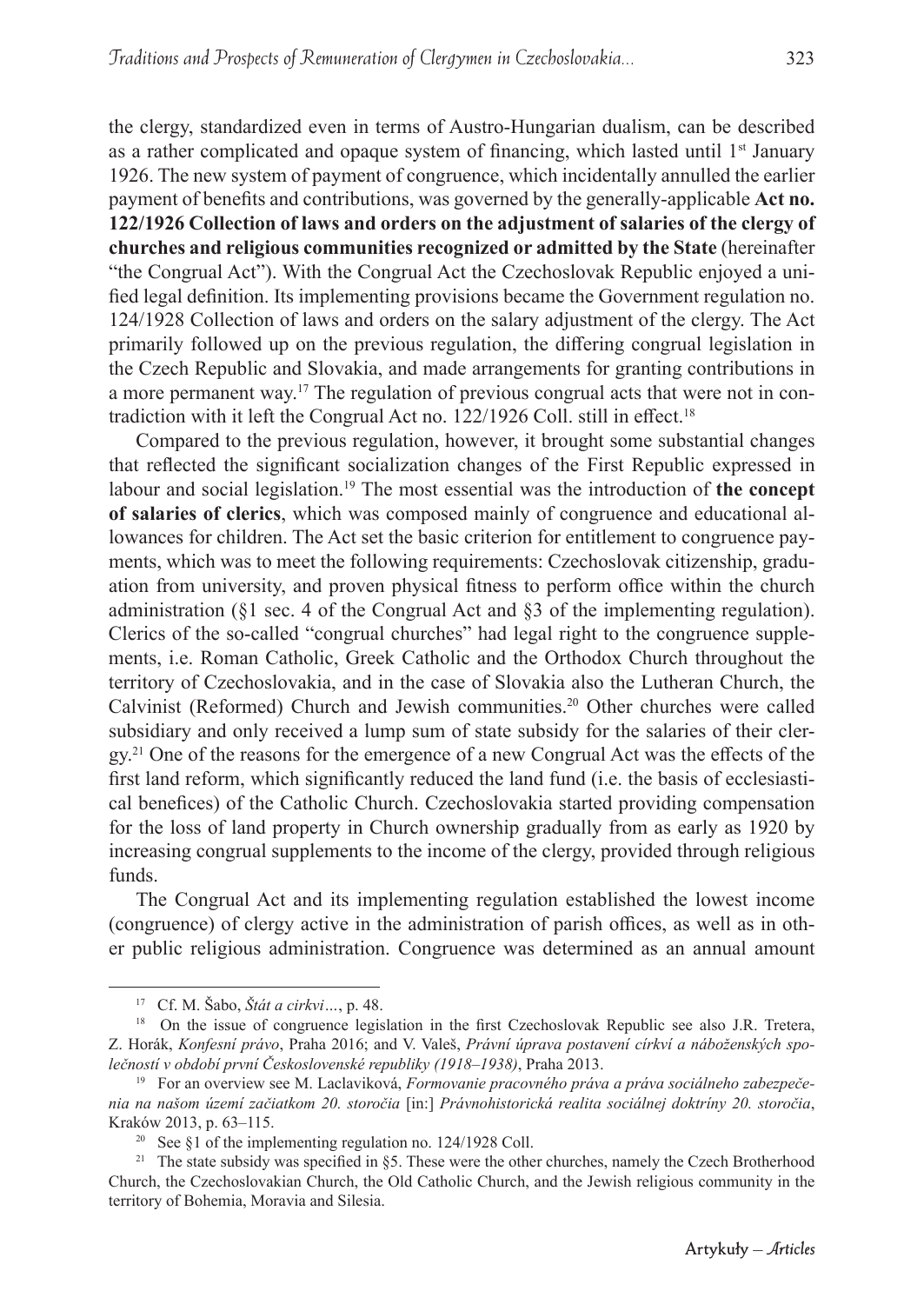the clergy, standardized even in terms of Austro-Hungarian dualism, can be described as a rather complicated and opaque system of financing, which lasted until 1st January 1926. The new system of payment of congruence, which incidentally annulled the earlier payment of benefits and contributions, was governed by the generally-applicable **Act no. 122/1926 Collection of laws and orders on the adjustment of salaries of the clergy of churches and religious communities recognized or admitted by the State** (hereinafter "the Congrual Act"). With the Congrual Act the Czechoslovak Republic enjoyed a unified legal definition. Its implementing provisions became the Government regulation no. 124/1928 Collection of laws and orders on the salary adjustment of the clergy. The Act primarily followed up on the previous regulation, the differing congrual legislation in the Czech Republic and Slovakia, and made arrangements for granting contributions in a more permanent way.[17] The regulation of previous congrual acts that were not in contradiction with it left the Congrual Act no. 122/1926 Coll. still in effect.[18]

Compared to the previous regulation, however, it brought some substantial changes that reflected the significant socialization changes of the First Republic expressed in labour and social legislation.[19] The most essential was the introduction of **the concept of salaries of clerics**, which was composed mainly of congruence and educational allowances for children. The Act set the basic criterion for entitlement to congruence payments, which was to meet the following requirements: Czechoslovak citizenship, graduation from university, and proven physical fitness to perform office within the church administration (§1 sec. 4 of the Congrual Act and §3 of the implementing regulation). Clerics of the so-called "congrual churches" had legal right to the congruence supplements, i.e. Roman Catholic, Greek Catholic and the Orthodox Church throughout the territory of Czechoslovakia, and in the case of Slovakia also the Lutheran Church, the Calvinist (Reformed) Church and Jewish communities.[20] Other churches were called subsidiary and only received a lump sum of state subsidy for the salaries of their clergy.[21] One of the reasons for the emergence of a new Congrual Act was the effects of the first land reform, which significantly reduced the land fund (i.e. the basis of ecclesiastical benefices) of the Catholic Church. Czechoslovakia started providing compensation for the loss of land property in Church ownership gradually from as early as 1920 by increasing congrual supplements to the income of the clergy, provided through religious funds.

The Congrual Act and its implementing regulation established the lowest income (congruence) of clergy active in the administration of parish offices, as well as in other public religious administration. Congruence was determined as an annual amount

---

[17] Cf. M. Šabo, *Štát a cirkvi*…, p. 48.

[18] On the issue of congruence legislation in the first Czechoslovak Republic see also J.R. Tretera, Z. Horák, *Konfesní právo*, Praha 2016; and V. Valeš, *Právní úprava postavení církví a náboženských společností v období první Československé republiky (1918–1938)*, Praha 2013.

[19] For an overview see M. Laclaviková, *Formovanie pracovného práva a práva sociálneho zabezpečenia na našom území začiatkom 20. storočia* [in:] *Právnohistorická realita sociálnej doktríny 20. storočia*, Kraków 2013, p. 63–115.

[20] See §1 of the implementing regulation no. 124/1928 Coll.

[21] The state subsidy was specified in §5. These were the other churches, namely the Czech Brotherhood Church, the Czechoslovakian Church, the Old Catholic Church, and the Jewish religious community in the territory of Bohemia, Moravia and Silesia.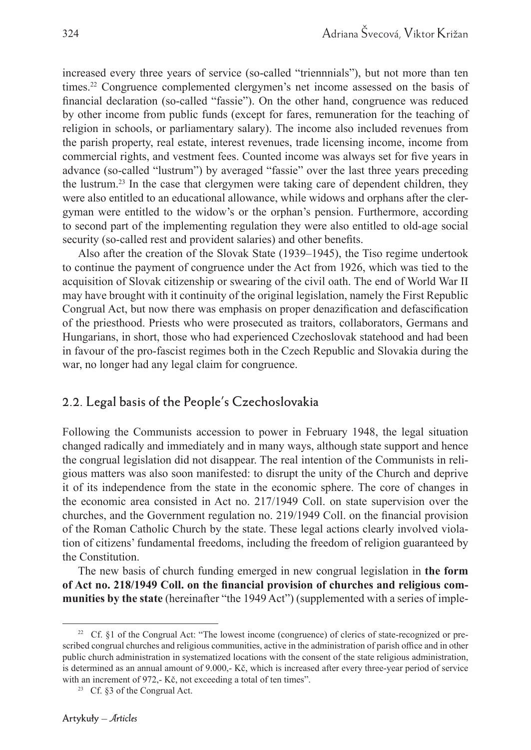increased every three years of service (so-called "triennnials"), but not more than ten times.[22] Congruence complemented clergymen's net income assessed on the basis of financial declaration (so-called "fassie"). On the other hand, congruence was reduced by other income from public funds (except for fares, remuneration for the teaching of religion in schools, or parliamentary salary). The income also included revenues from the parish property, real estate, interest revenues, trade licensing income, income from commercial rights, and vestment fees. Counted income was always set for five years in advance (so-called "lustrum") by averaged "fassie" over the last three years preceding the lustrum.[23] In the case that clergymen were taking care of dependent children, they were also entitled to an educational allowance, while widows and orphans after the clergyman were entitled to the widow's or the orphan's pension. Furthermore, according to second part of the implementing regulation they were also entitled to old-age social security (so-called rest and provident salaries) and other benefits.

Also after the creation of the Slovak State (1939–1945), the Tiso regime undertook to continue the payment of congruence under the Act from 1926, which was tied to the acquisition of Slovak citizenship or swearing of the civil oath. The end of World War II may have brought with it continuity of the original legislation, namely the First Republic Congrual Act, but now there was emphasis on proper denazification and defascification of the priesthood. Priests who were prosecuted as traitors, collaborators, Germans and Hungarians, in short, those who had experienced Czechoslovak statehood and had been in favour of the pro-fascist regimes both in the Czech Republic and Slovakia during the war, no longer had any legal claim for congruence.

## 2.2. Legal basis of the People's Czechoslovakia

Following the Communists accession to power in February 1948, the legal situation changed radically and immediately and in many ways, although state support and hence the congrual legislation did not disappear. The real intention of the Communists in religious matters was also soon manifested: to disrupt the unity of the Church and deprive it of its independence from the state in the economic sphere. The core of changes in the economic area consisted in Act no. 217/1949 Coll. on state supervision over the churches, and the Government regulation no. 219/1949 Coll. on the financial provision of the Roman Catholic Church by the state. These legal actions clearly involved violation of citizens' fundamental freedoms, including the freedom of religion guaranteed by the Constitution.

The new basis of church funding emerged in new congrual legislation in **the form of Act no. 218/1949 Coll. on the financial provision of churches and religious communities by the state** (hereinafter "the 1949 Act") (supplemented with a series of imple-

[22] Cf. §1 of the Congrual Act: "The lowest income (congruence) of clerics of state-recognized or prescribed congrual churches and religious communities, active in the administration of parish office and in other public church administration in systematized locations with the consent of the state religious administration, is determined as an annual amount of 9.000,- Kč, which is increased after every three-year period of service with an increment of 972,- Kč, not exceeding a total of ten times".

[23] Cf. §3 of the Congrual Act.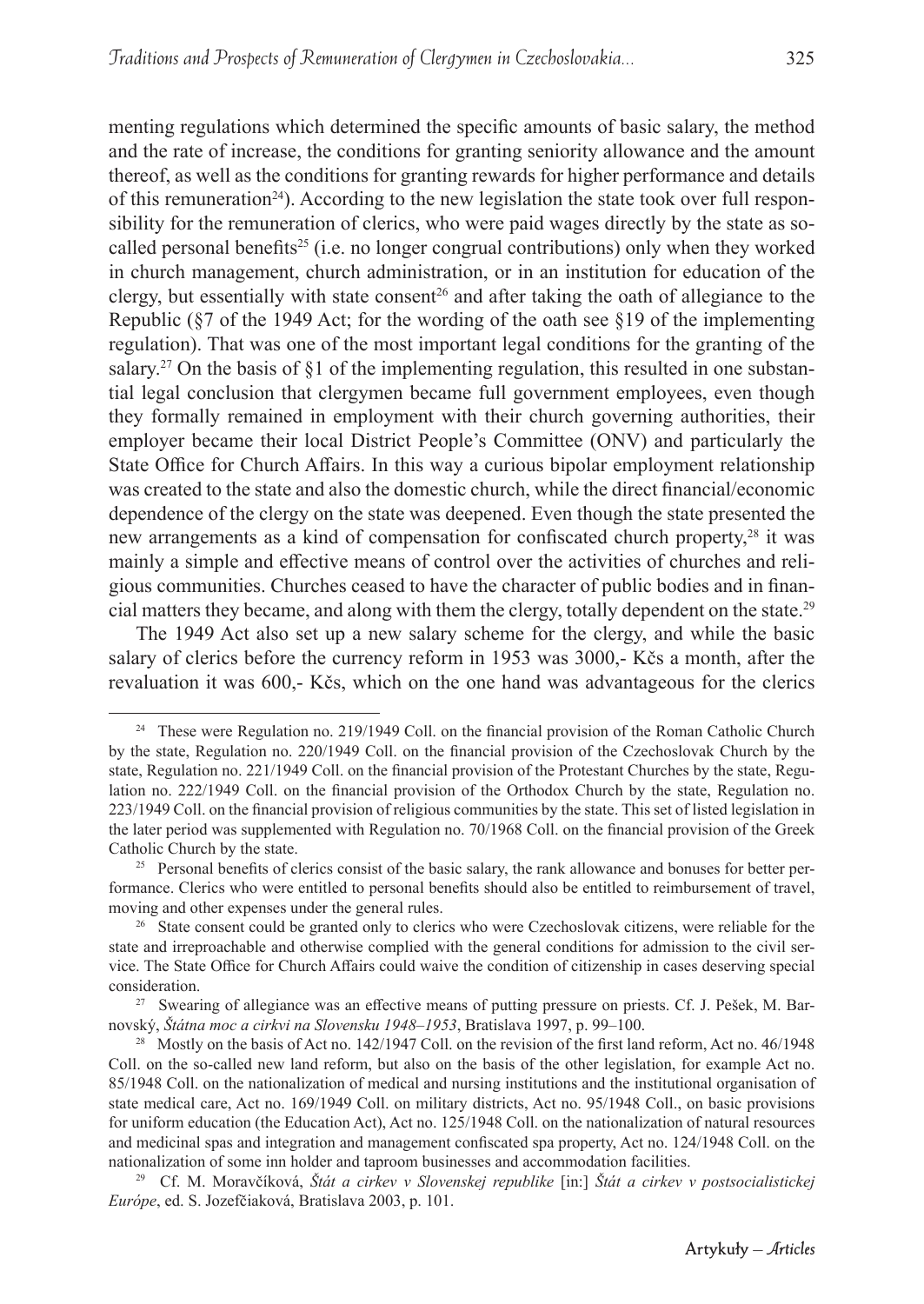menting regulations which determined the specific amounts of basic salary, the method and the rate of increase, the conditions for granting seniority allowance and the amount thereof, as well as the conditions for granting rewards for higher performance and details of this remuneration[24]). According to the new legislation the state took over full responsibility for the remuneration of clerics, who were paid wages directly by the state as so-called personal benefits[25] (i.e. no longer congrual contributions) only when they worked in church management, church administration, or in an institution for education of the clergy, but essentially with state consent[26] and after taking the oath of allegiance to the Republic (§7 of the 1949 Act; for the wording of the oath see §19 of the implementing regulation). That was one of the most important legal conditions for the granting of the salary.[27] On the basis of §1 of the implementing regulation, this resulted in one substantial legal conclusion that clergymen became full government employees, even though they formally remained in employment with their church governing authorities, their employer became their local District People's Committee (ONV) and particularly the State Office for Church Affairs. In this way a curious bipolar employment relationship was created to the state and also the domestic church, while the direct financial/economic dependence of the clergy on the state was deepened. Even though the state presented the new arrangements as a kind of compensation for confiscated church property,[28] it was mainly a simple and effective means of control over the activities of churches and religious communities. Churches ceased to have the character of public bodies and in financial matters they became, and along with them the clergy, totally dependent on the state.[29]

The 1949 Act also set up a new salary scheme for the clergy, and while the basic salary of clerics before the currency reform in 1953 was 3000,- Kčs a month, after the revaluation it was 600,- Kčs, which on the one hand was advantageous for the clerics

---

[24] These were Regulation no. 219/1949 Coll. on the financial provision of the Roman Catholic Church by the state, Regulation no. 220/1949 Coll. on the financial provision of the Czechoslovak Church by the state, Regulation no. 221/1949 Coll. on the financial provision of the Protestant Churches by the state, Regulation no. 222/1949 Coll. on the financial provision of the Orthodox Church by the state, Regulation no. 223/1949 Coll. on the financial provision of religious communities by the state. This set of listed legislation in the later period was supplemented with Regulation no. 70/1968 Coll. on the financial provision of the Greek Catholic Church by the state.

[25] Personal benefits of clerics consist of the basic salary, the rank allowance and bonuses for better performance. Clerics who were entitled to personal benefits should also be entitled to reimbursement of travel, moving and other expenses under the general rules.

[26] State consent could be granted only to clerics who were Czechoslovak citizens, were reliable for the state and irreproachable and otherwise complied with the general conditions for admission to the civil service. The State Office for Church Affairs could waive the condition of citizenship in cases deserving special consideration.

[27] Swearing of allegiance was an effective means of putting pressure on priests. Cf. J. Pešek, M. Barnovský, *Štátna moc a cirkvi na Slovensku 1948–1953*, Bratislava 1997, p. 99–100.

[28] Mostly on the basis of Act no. 142/1947 Coll. on the revision of the first land reform, Act no. 46/1948 Coll. on the so-called new land reform, but also on the basis of the other legislation, for example Act no. 85/1948 Coll. on the nationalization of medical and nursing institutions and the institutional organisation of state medical care, Act no. 169/1949 Coll. on military districts, Act no. 95/1948 Coll., on basic provisions for uniform education (the Education Act), Act no. 125/1948 Coll. on the nationalization of natural resources and medicinal spas and integration and management confiscated spa property, Act no. 124/1948 Coll. on the nationalization of some inn holder and taproom businesses and accommodation facilities.

[29] Cf. M. Moravčíková, *Štát a cirkev v Slovenskej republike* [in:] *Štát a cirkev v postsocialistickej Európe*, ed. S. Jozefčiaková, Bratislava 2003, p. 101.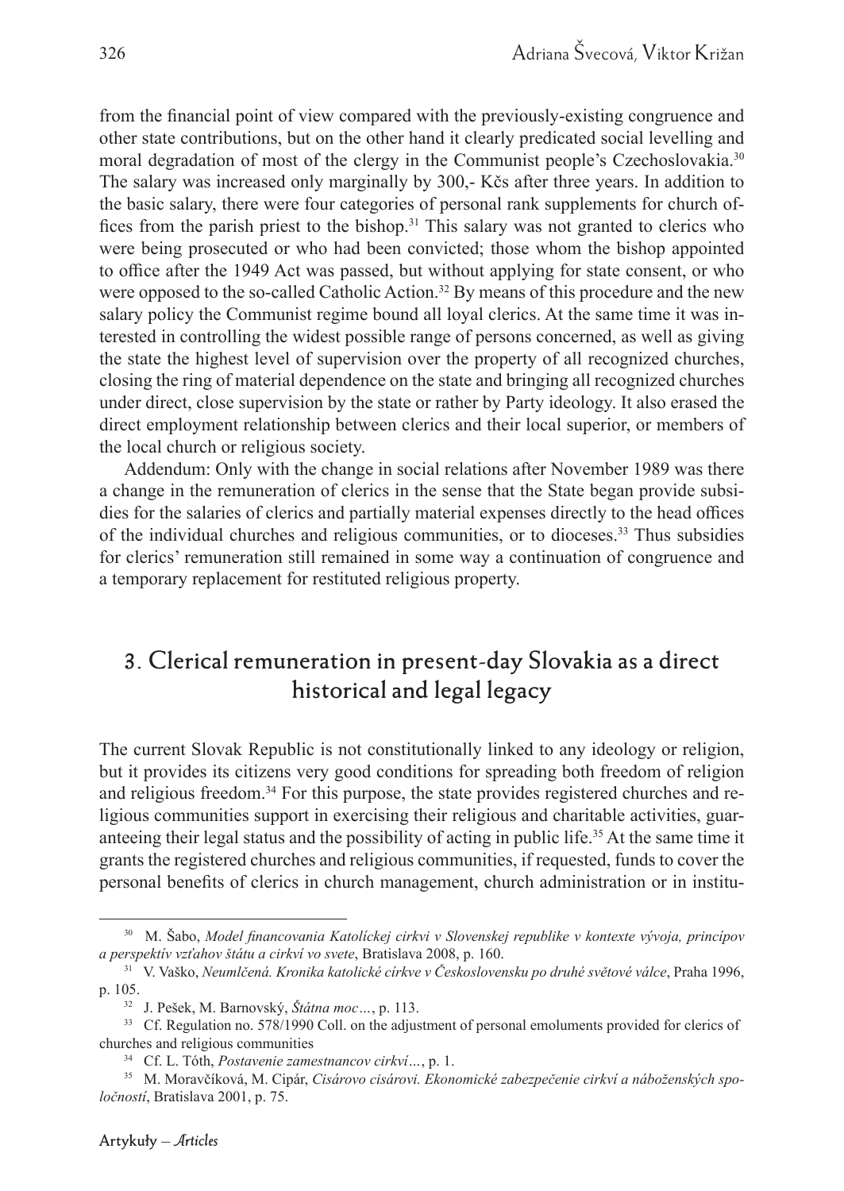from the financial point of view compared with the previously-existing congruence and other state contributions, but on the other hand it clearly predicated social levelling and moral degradation of most of the clergy in the Communist people's Czechoslovakia.[30] The salary was increased only marginally by 300,- Kčs after three years. In addition to the basic salary, there were four categories of personal rank supplements for church offices from the parish priest to the bishop.[31] This salary was not granted to clerics who were being prosecuted or who had been convicted; those whom the bishop appointed to office after the 1949 Act was passed, but without applying for state consent, or who were opposed to the so-called Catholic Action.[32] By means of this procedure and the new salary policy the Communist regime bound all loyal clerics. At the same time it was interested in controlling the widest possible range of persons concerned, as well as giving the state the highest level of supervision over the property of all recognized churches, closing the ring of material dependence on the state and bringing all recognized churches under direct, close supervision by the state or rather by Party ideology. It also erased the direct employment relationship between clerics and their local superior, or members of the local church or religious society.

Addendum: Only with the change in social relations after November 1989 was there a change in the remuneration of clerics in the sense that the State began provide subsidies for the salaries of clerics and partially material expenses directly to the head offices of the individual churches and religious communities, or to dioceses.[33] Thus subsidies for clerics' remuneration still remained in some way a continuation of congruence and a temporary replacement for restituted religious property.

## 3. Clerical remuneration in present-day Slovakia as a direct historical and legal legacy

The current Slovak Republic is not constitutionally linked to any ideology or religion, but it provides its citizens very good conditions for spreading both freedom of religion and religious freedom.[34] For this purpose, the state provides registered churches and religious communities support in exercising their religious and charitable activities, guaranteeing their legal status and the possibility of acting in public life.[35] At the same time it grants the registered churches and religious communities, if requested, funds to cover the personal benefits of clerics in church management, church administration or in institu-

---

[30] M. Šabo, *Model financovania Katolíckej cirkvi v Slovenskej republike v kontexte vývoja, princípov a perspektív vzťahov štátu a cirkví vo svete*, Bratislava 2008, p. 160.

[31] V. Vaško, *Neumlčená. Kronika katolické církve v Československu po druhé světové válce*, Praha 1996, p. 105.

[32] J. Pešek, M. Barnovský, *Štátna moc…*, p. 113.

[33] Cf. Regulation no. 578/1990 Coll. on the adjustment of personal emoluments provided for clerics of churches and religious communities

[34] Cf. L. Tóth, *Postavenie zamestnancov cirkví…*, p. 1.

[35] M. Moravčíková, M. Cipár, *Cisárovo cisárovi. Ekonomické zabezpečenie cirkví a náboženských spoločností*, Bratislava 2001, p. 75.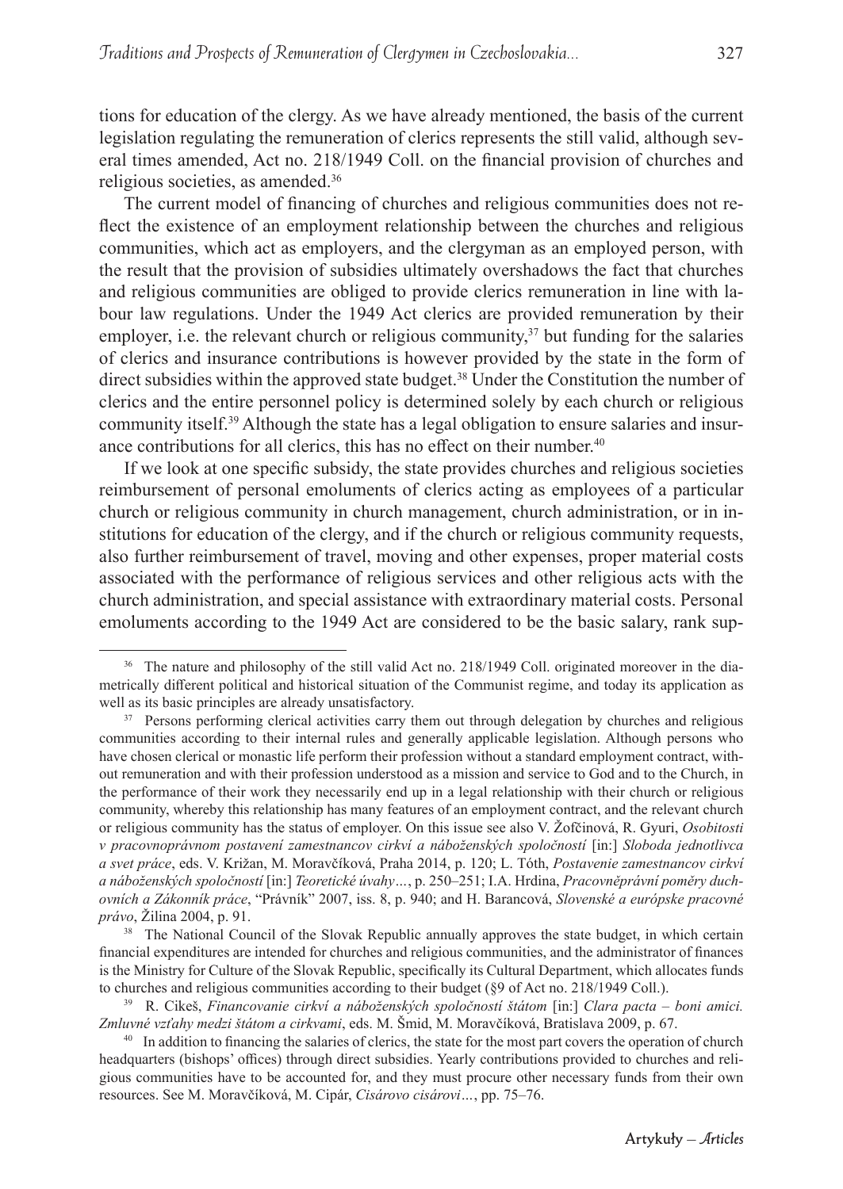tions for education of the clergy. As we have already mentioned, the basis of the current legislation regulating the remuneration of clerics represents the still valid, although several times amended, Act no. 218/1949 Coll. on the financial provision of churches and religious societies, as amended.[36]

The current model of financing of churches and religious communities does not reflect the existence of an employment relationship between the churches and religious communities, which act as employers, and the clergyman as an employed person, with the result that the provision of subsidies ultimately overshadows the fact that churches and religious communities are obliged to provide clerics remuneration in line with labour law regulations. Under the 1949 Act clerics are provided remuneration by their employer, i.e. the relevant church or religious community,[37] but funding for the salaries of clerics and insurance contributions is however provided by the state in the form of direct subsidies within the approved state budget.[38] Under the Constitution the number of clerics and the entire personnel policy is determined solely by each church or religious community itself.[39] Although the state has a legal obligation to ensure salaries and insurance contributions for all clerics, this has no effect on their number.[40]

If we look at one specific subsidy, the state provides churches and religious societies reimbursement of personal emoluments of clerics acting as employees of a particular church or religious community in church management, church administration, or in institutions for education of the clergy, and if the church or religious community requests, also further reimbursement of travel, moving and other expenses, proper material costs associated with the performance of religious services and other religious acts with the church administration, and special assistance with extraordinary material costs. Personal emoluments according to the 1949 Act are considered to be the basic salary, rank sup-

---

[36] The nature and philosophy of the still valid Act no. 218/1949 Coll. originated moreover in the diametrically different political and historical situation of the Communist regime, and today its application as well as its basic principles are already unsatisfactory.

[37] Persons performing clerical activities carry them out through delegation by churches and religious communities according to their internal rules and generally applicable legislation. Although persons who have chosen clerical or monastic life perform their profession without a standard employment contract, without remuneration and with their profession understood as a mission and service to God and to the Church, in the performance of their work they necessarily end up in a legal relationship with their church or religious community, whereby this relationship has many features of an employment contract, and the relevant church or religious community has the status of employer. On this issue see also V. Žofčinová, R. Gyuri, *Osobitosti v pracovnoprávnom postavení zamestnancov cirkví a náboženských spoločností* [in:] *Sloboda jednotlivca a svet práce*, eds. V. Križan, M. Moravčíková, Praha 2014, p. 120; L. Tóth, *Postavenie zamestnancov cirkví a náboženských spoločností* [in:] *Teoretické úvahy…*, p. 250–251; I.A. Hrdina, *Pracovněprávní poměry duchovních a Zákonník práce*, "Právník" 2007, iss. 8, p. 940; and H. Barancová, *Slovenské a európske pracovné právo*, Žilina 2004, p. 91.

[38] The National Council of the Slovak Republic annually approves the state budget, in which certain financial expenditures are intended for churches and religious communities, and the administrator of finances is the Ministry for Culture of the Slovak Republic, specifically its Cultural Department, which allocates funds to churches and religious communities according to their budget (§9 of Act no. 218/1949 Coll.).

[39] R. Cikeš, *Financovanie cirkví a náboženských spoločností štátom* [in:] *Clara pacta – boni amici. Zmluvné vzťahy medzi štátom a cirkvami*, eds. M. Šmid, M. Moravčíková, Bratislava 2009, p. 67.

[40] In addition to financing the salaries of clerics, the state for the most part covers the operation of church headquarters (bishops' offices) through direct subsidies. Yearly contributions provided to churches and religious communities have to be accounted for, and they must procure other necessary funds from their own resources. See M. Moravčíková, M. Cipár, *Cisárovo cisárovi…*, pp. 75–76.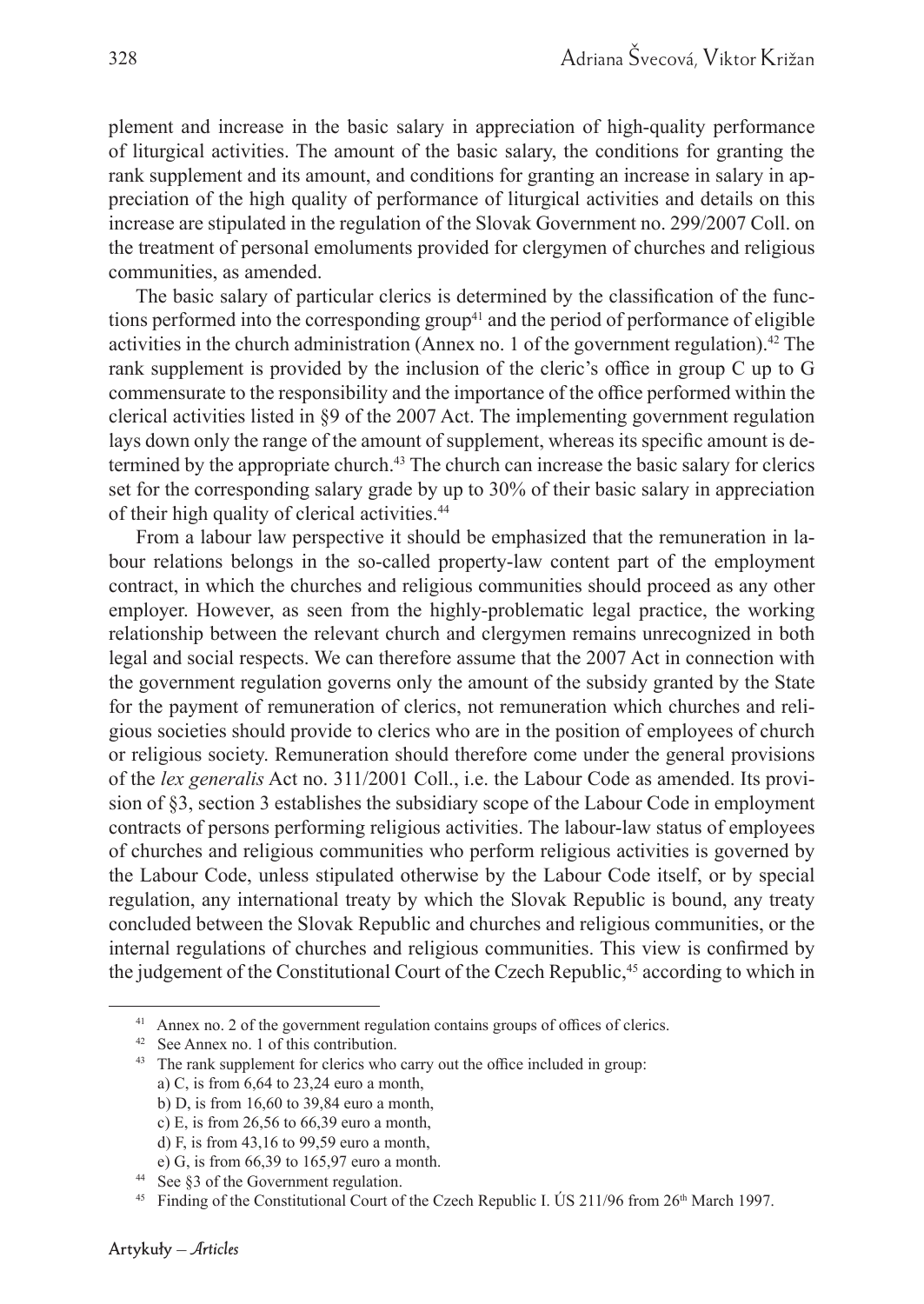plement and increase in the basic salary in appreciation of high-quality performance of liturgical activities. The amount of the basic salary, the conditions for granting the rank supplement and its amount, and conditions for granting an increase in salary in appreciation of the high quality of performance of liturgical activities and details on this increase are stipulated in the regulation of the Slovak Government no. 299/2007 Coll. on the treatment of personal emoluments provided for clergymen of churches and religious communities, as amended.

The basic salary of particular clerics is determined by the classification of the functions performed into the corresponding group[41] and the period of performance of eligible activities in the church administration (Annex no. 1 of the government regulation).[42] The rank supplement is provided by the inclusion of the cleric's office in group C up to G commensurate to the responsibility and the importance of the office performed within the clerical activities listed in §9 of the 2007 Act. The implementing government regulation lays down only the range of the amount of supplement, whereas its specific amount is determined by the appropriate church.[43] The church can increase the basic salary for clerics set for the corresponding salary grade by up to 30% of their basic salary in appreciation of their high quality of clerical activities.[44]

From a labour law perspective it should be emphasized that the remuneration in labour relations belongs in the so-called property-law content part of the employment contract, in which the churches and religious communities should proceed as any other employer. However, as seen from the highly-problematic legal practice, the working relationship between the relevant church and clergymen remains unrecognized in both legal and social respects. We can therefore assume that the 2007 Act in connection with the government regulation governs only the amount of the subsidy granted by the State for the payment of remuneration of clerics, not remuneration which churches and religious societies should provide to clerics who are in the position of employees of church or religious society. Remuneration should therefore come under the general provisions of the *lex generalis* Act no. 311/2001 Coll., i.e. the Labour Code as amended. Its provision of §3, section 3 establishes the subsidiary scope of the Labour Code in employment contracts of persons performing religious activities. The labour-law status of employees of churches and religious communities who perform religious activities is governed by the Labour Code, unless stipulated otherwise by the Labour Code itself, or by special regulation, any international treaty by which the Slovak Republic is bound, any treaty concluded between the Slovak Republic and churches and religious communities, or the internal regulations of churches and religious communities. This view is confirmed by the judgement of the Constitutional Court of the Czech Republic,[45] according to which in

---

[41] Annex no. 2 of the government regulation contains groups of offices of clerics.

[42] See Annex no. 1 of this contribution.

[43] The rank supplement for clerics who carry out the office included in group:
a) C, is from 6,64 to 23,24 euro a month,
b) D, is from 16,60 to 39,84 euro a month,
c) E, is from 26,56 to 66,39 euro a month,
d) F, is from 43,16 to 99,59 euro a month,
e) G, is from 66,39 to 165,97 euro a month.

[44] See §3 of the Government regulation.

[45] Finding of the Constitutional Court of the Czech Republic I. ÚS 211/96 from 26th March 1997.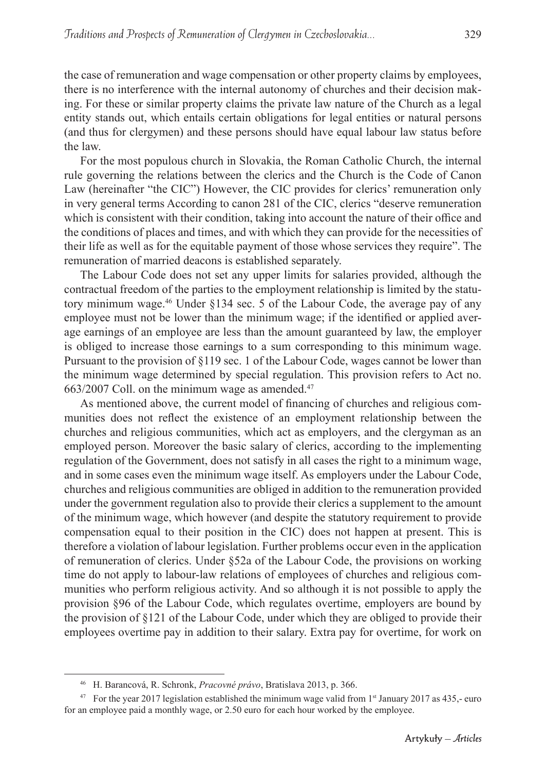the case of remuneration and wage compensation or other property claims by employees, there is no interference with the internal autonomy of churches and their decision making. For these or similar property claims the private law nature of the Church as a legal entity stands out, which entails certain obligations for legal entities or natural persons (and thus for clergymen) and these persons should have equal labour law status before the law.

For the most populous church in Slovakia, the Roman Catholic Church, the internal rule governing the relations between the clerics and the Church is the Code of Canon Law (hereinafter "the CIC") However, the CIC provides for clerics' remuneration only in very general terms According to canon 281 of the CIC, clerics "deserve remuneration which is consistent with their condition, taking into account the nature of their office and the conditions of places and times, and with which they can provide for the necessities of their life as well as for the equitable payment of those whose services they require". The remuneration of married deacons is established separately.

The Labour Code does not set any upper limits for salaries provided, although the contractual freedom of the parties to the employment relationship is limited by the statutory minimum wage.[46] Under §134 sec. 5 of the Labour Code, the average pay of any employee must not be lower than the minimum wage; if the identified or applied average earnings of an employee are less than the amount guaranteed by law, the employer is obliged to increase those earnings to a sum corresponding to this minimum wage. Pursuant to the provision of §119 sec. 1 of the Labour Code, wages cannot be lower than the minimum wage determined by special regulation. This provision refers to Act no. 663/2007 Coll. on the minimum wage as amended.[47]

As mentioned above, the current model of financing of churches and religious communities does not reflect the existence of an employment relationship between the churches and religious communities, which act as employers, and the clergyman as an employed person. Moreover the basic salary of clerics, according to the implementing regulation of the Government, does not satisfy in all cases the right to a minimum wage, and in some cases even the minimum wage itself. As employers under the Labour Code, churches and religious communities are obliged in addition to the remuneration provided under the government regulation also to provide their clerics a supplement to the amount of the minimum wage, which however (and despite the statutory requirement to provide compensation equal to their position in the CIC) does not happen at present. This is therefore a violation of labour legislation. Further problems occur even in the application of remuneration of clerics. Under §52a of the Labour Code, the provisions on working time do not apply to labour-law relations of employees of churches and religious communities who perform religious activity. And so although it is not possible to apply the provision §96 of the Labour Code, which regulates overtime, employers are bound by the provision of §121 of the Labour Code, under which they are obliged to provide their employees overtime pay in addition to their salary. Extra pay for overtime, for work on

---

[46] H. Barancová, R. Schronk, *Pracovné právo*, Bratislava 2013, p. 366.

[47] For the year 2017 legislation established the minimum wage valid from 1st January 2017 as 435,- euro for an employee paid a monthly wage, or 2.50 euro for each hour worked by the employee.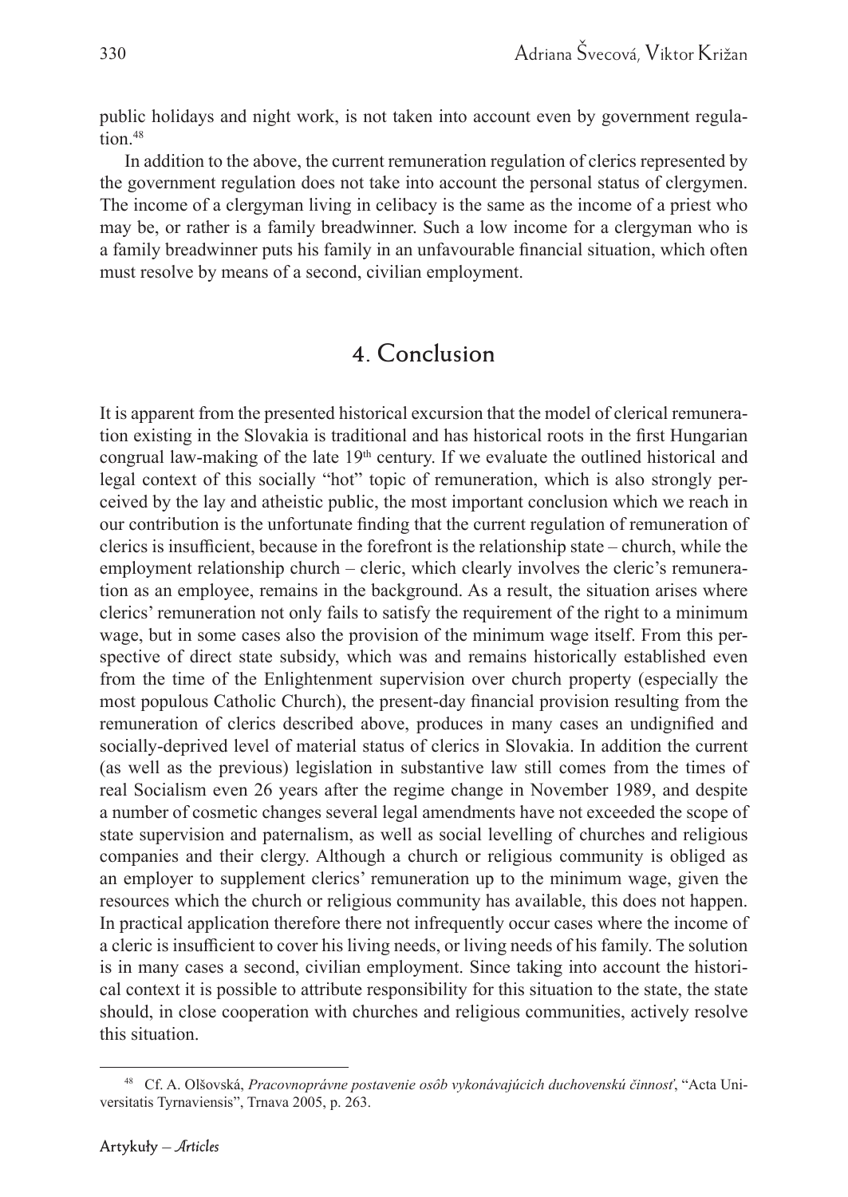public holidays and night work, is not taken into account even by government regulation.[48]

In addition to the above, the current remuneration regulation of clerics represented by the government regulation does not take into account the personal status of clergymen. The income of a clergyman living in celibacy is the same as the income of a priest who may be, or rather is a family breadwinner. Such a low income for a clergyman who is a family breadwinner puts his family in an unfavourable financial situation, which often must resolve by means of a second, civilian employment.

## 4. Conclusion

It is apparent from the presented historical excursion that the model of clerical remuneration existing in the Slovakia is traditional and has historical roots in the first Hungarian congrual law-making of the late 19th century. If we evaluate the outlined historical and legal context of this socially "hot" topic of remuneration, which is also strongly perceived by the lay and atheistic public, the most important conclusion which we reach in our contribution is the unfortunate finding that the current regulation of remuneration of clerics is insufficient, because in the forefront is the relationship state – church, while the employment relationship church – cleric, which clearly involves the cleric's remuneration as an employee, remains in the background. As a result, the situation arises where clerics' remuneration not only fails to satisfy the requirement of the right to a minimum wage, but in some cases also the provision of the minimum wage itself. From this perspective of direct state subsidy, which was and remains historically established even from the time of the Enlightenment supervision over church property (especially the most populous Catholic Church), the present-day financial provision resulting from the remuneration of clerics described above, produces in many cases an undignified and socially-deprived level of material status of clerics in Slovakia. In addition the current (as well as the previous) legislation in substantive law still comes from the times of real Socialism even 26 years after the regime change in November 1989, and despite a number of cosmetic changes several legal amendments have not exceeded the scope of state supervision and paternalism, as well as social levelling of churches and religious companies and their clergy. Although a church or religious community is obliged as an employer to supplement clerics' remuneration up to the minimum wage, given the resources which the church or religious community has available, this does not happen. In practical application therefore there not infrequently occur cases where the income of a cleric is insufficient to cover his living needs, or living needs of his family. The solution is in many cases a second, civilian employment. Since taking into account the historical context it is possible to attribute responsibility for this situation to the state, the state should, in close cooperation with churches and religious communities, actively resolve this situation.

[48] Cf. A. Olšovská, *Pracovnoprávne postavenie osôb vykonávajúcich duchovenskú činnosť*, "Acta Universitatis Tyrnaviensis", Trnava 2005, p. 263.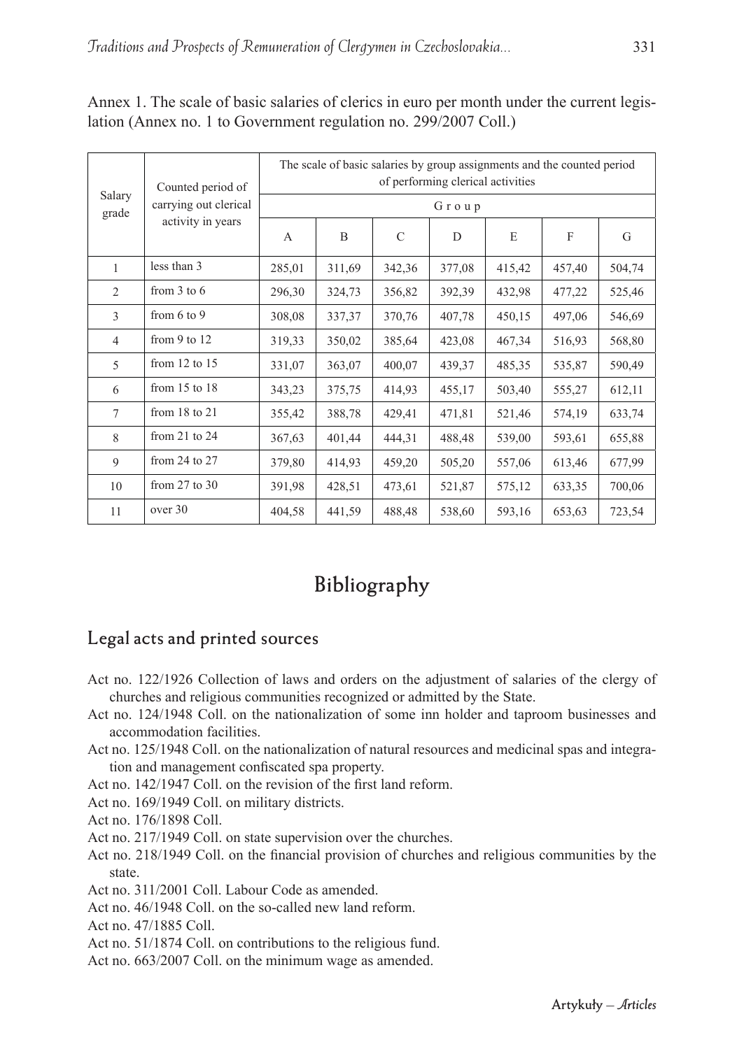Annex 1. The scale of basic salaries of clerics in euro per month under the current legislation (Annex no. 1 to Government regulation no. 299/2007 Coll.)

| Salary grade | Counted period of carrying out clerical activity in years | The scale of basic salaries by group assignments and the counted period of performing clerical activities | | | | | | |
|---|---|---|---|---|---|---|---|---|
| | | Group | | | | | | |
| | | A | B | C | D | E | F | G |
| 1 | less than 3 | 285,01 | 311,69 | 342,36 | 377,08 | 415,42 | 457,40 | 504,74 |
| 2 | from 3 to 6 | 296,30 | 324,73 | 356,82 | 392,39 | 432,98 | 477,22 | 525,46 |
| 3 | from 6 to 9 | 308,08 | 337,37 | 370,76 | 407,78 | 450,15 | 497,06 | 546,69 |
| 4 | from 9 to 12 | 319,33 | 350,02 | 385,64 | 423,08 | 467,34 | 516,93 | 568,80 |
| 5 | from 12 to 15 | 331,07 | 363,07 | 400,07 | 439,37 | 485,35 | 535,87 | 590,49 |
| 6 | from 15 to 18 | 343,23 | 375,75 | 414,93 | 455,17 | 503,40 | 555,27 | 612,11 |
| 7 | from 18 to 21 | 355,42 | 388,78 | 429,41 | 471,81 | 521,46 | 574,19 | 633,74 |
| 8 | from 21 to 24 | 367,63 | 401,44 | 444,31 | 488,48 | 539,00 | 593,61 | 655,88 |
| 9 | from 24 to 27 | 379,80 | 414,93 | 459,20 | 505,20 | 557,06 | 613,46 | 677,99 |
| 10 | from 27 to 30 | 391,98 | 428,51 | 473,61 | 521,87 | 575,12 | 633,35 | 700,06 |
| 11 | over 30 | 404,58 | 441,59 | 488,48 | 538,60 | 593,16 | 653,63 | 723,54 |

# Bibliography

## Legal acts and printed sources

Act no. 122/1926 Collection of laws and orders on the adjustment of salaries of the clergy of churches and religious communities recognized or admitted by the State.

Act no. 124/1948 Coll. on the nationalization of some inn holder and taproom businesses and accommodation facilities.

Act no. 125/1948 Coll. on the nationalization of natural resources and medicinal spas and integration and management confiscated spa property.

Act no. 142/1947 Coll. on the revision of the first land reform.

Act no. 169/1949 Coll. on military districts.

Act no. 176/1898 Coll.

Act no. 217/1949 Coll. on state supervision over the churches.

Act no. 218/1949 Coll. on the financial provision of churches and religious communities by the state.

Act no. 311/2001 Coll. Labour Code as amended.

Act no. 46/1948 Coll. on the so-called new land reform.

Act no. 47/1885 Coll.

Act no. 51/1874 Coll. on contributions to the religious fund.

Act no. 663/2007 Coll. on the minimum wage as amended.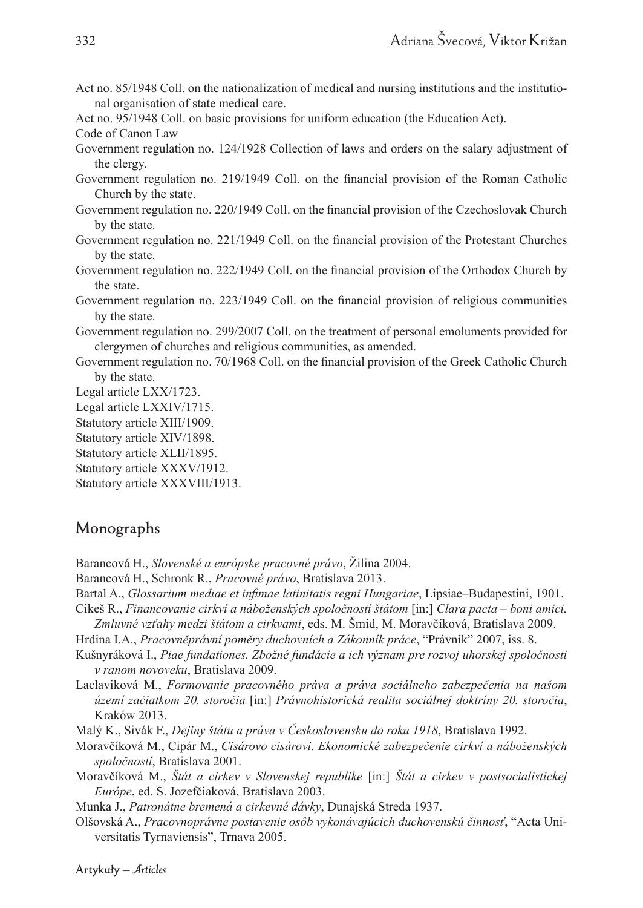Act no. 85/1948 Coll. on the nationalization of medical and nursing institutions and the institutional organisation of state medical care.

Act no. 95/1948 Coll. on basic provisions for uniform education (the Education Act).

Code of Canon Law

Government regulation no. 124/1928 Collection of laws and orders on the salary adjustment of the clergy.

Government regulation no. 219/1949 Coll. on the financial provision of the Roman Catholic Church by the state.

Government regulation no. 220/1949 Coll. on the financial provision of the Czechoslovak Church by the state.

Government regulation no. 221/1949 Coll. on the financial provision of the Protestant Churches by the state.

Government regulation no. 222/1949 Coll. on the financial provision of the Orthodox Church by the state.

Government regulation no. 223/1949 Coll. on the financial provision of religious communities by the state.

Government regulation no. 299/2007 Coll. on the treatment of personal emoluments provided for clergymen of churches and religious communities, as amended.

Government regulation no. 70/1968 Coll. on the financial provision of the Greek Catholic Church by the state.

Legal article LXX/1723.

Legal article LXXIV/1715.

Statutory article XIII/1909.

Statutory article XIV/1898.

Statutory article XLII/1895.

Statutory article XXXV/1912.

Statutory article XXXVIII/1913.

## Monographs

Barancová H., *Slovenské a európske pracovné právo*, Žilina 2004.

Barancová H., Schronk R., *Pracovné právo*, Bratislava 2013.

Bartal A., *Glossarium mediae et infimae latinitatis regni Hungariae*, Lipsiae–Budapestini, 1901.

Cikeš R., *Financovanie cirkví a náboženských spoločností štátom* [in:] *Clara pacta – boni amici. Zmluvné vzťahy medzi štátom a cirkvami*, eds. M. Šmid, M. Moravčíková, Bratislava 2009.

Hrdina I.A., *Pracovněprávní poměry duchovních a Zákonník práce*, "Právník" 2007, iss. 8.

Kušnyráková I., *Piae fundationes. Zbožné fundácie a ich význam pre rozvoj uhorskej spoločnosti v ranom novoveku*, Bratislava 2009.

Laclaviková M., *Formovanie pracovného práva a práva sociálneho zabezpečenia na našom území začiatkom 20. storočia* [in:] *Právnohistorická realita sociálnej doktríny 20. storočia*, Kraków 2013.

Malý K., Sivák F., *Dejiny štátu a práva v Československu do roku 1918*, Bratislava 1992.

Moravčíková M., Cipár M., *Cisárovo cisárovi. Ekonomické zabezpečenie cirkví a náboženských spoločností*, Bratislava 2001.

Moravčíková M., *Štát a cirkev v Slovenskej republike* [in:] *Štát a cirkev v postsocialistickej Európe*, ed. S. Jozefčiaková, Bratislava 2003.

Munka J., *Patronátne bremená a cirkevné dávky*, Dunajská Streda 1937.

Olšovská A., *Pracovnoprávne postavenie osôb vykonávajúcich duchovenskú činnosť*, "Acta Universitatis Tyrnaviensis", Trnava 2005.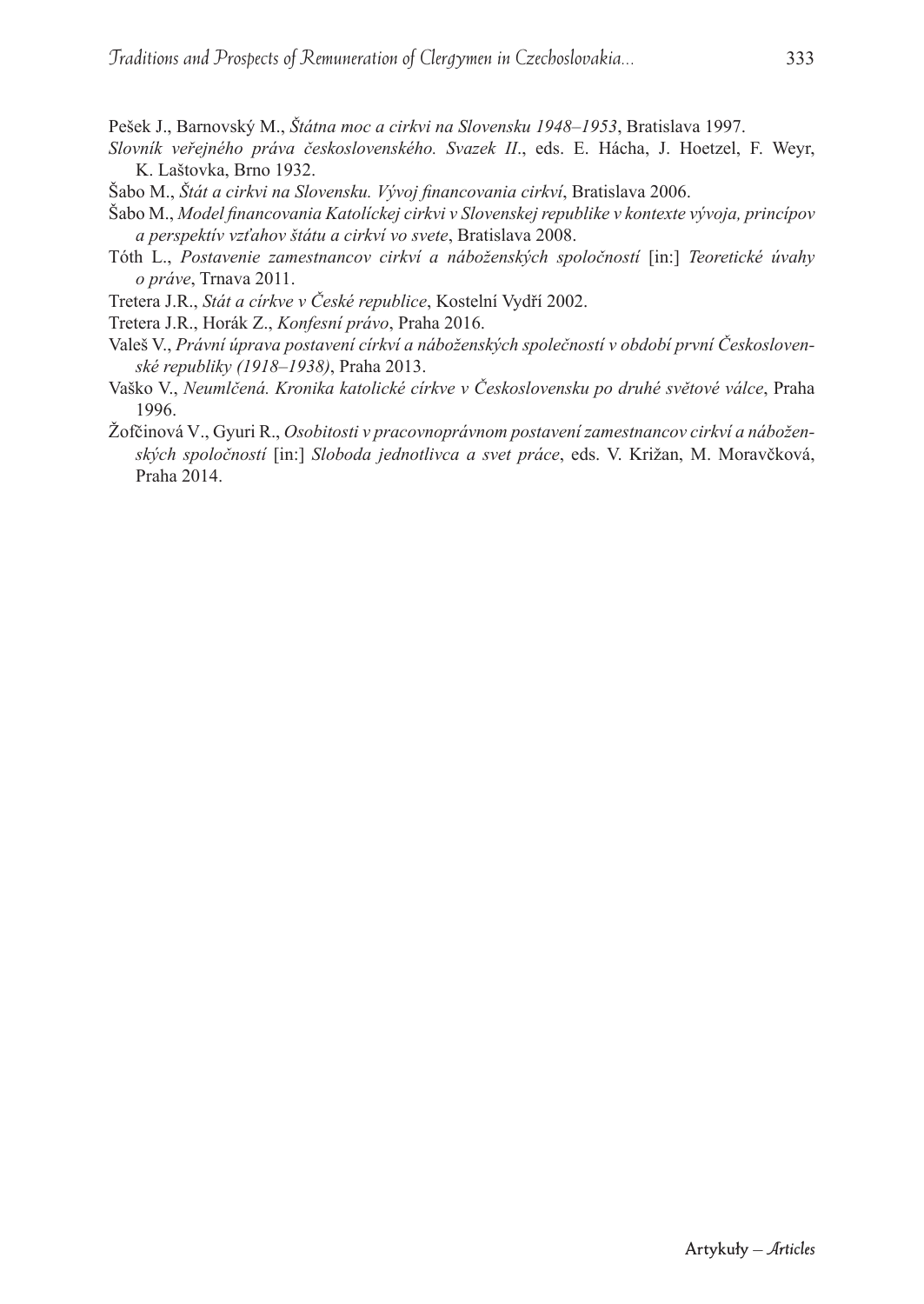Pešek J., Barnovský M., *Štátna moc a cirkvi na Slovensku 1948–1953*, Bratislava 1997.

*Slovník veřejného práva československého. Svazek II*., eds. E. Hácha, J. Hoetzel, F. Weyr, K. Laštovka, Brno 1932.

Šabo M., *Štát a cirkvi na Slovensku. Vývoj financovania cirkví*, Bratislava 2006.

Šabo M., *Model financovania Katolíckej cirkvi v Slovenskej republike v kontexte vývoja, princípov a perspektív vzťahov štátu a cirkví vo svete*, Bratislava 2008.

Tóth L., *Postavenie zamestnancov cirkví a náboženských spoločností* [in:] *Teoretické úvahy o práve*, Trnava 2011.

Tretera J.R., *Stát a církve v České republice*, Kostelní Vydří 2002.

Tretera J.R., Horák Z., *Konfesní právo*, Praha 2016.

Valeš V., *Právní úprava postavení církví a náboženských společností v období první Československé republiky (1918–1938)*, Praha 2013.

Vaško V., *Neumlčená. Kronika katolické církve v Československu po druhé světové válce*, Praha 1996.

Žofčinová V., Gyuri R., *Osobitosti v pracovnoprávnom postavení zamestnancov cirkví a náboženských spoločností* [in:] *Sloboda jednotlivca a svet práce*, eds. V. Križan, M. Moravčková, Praha 2014.